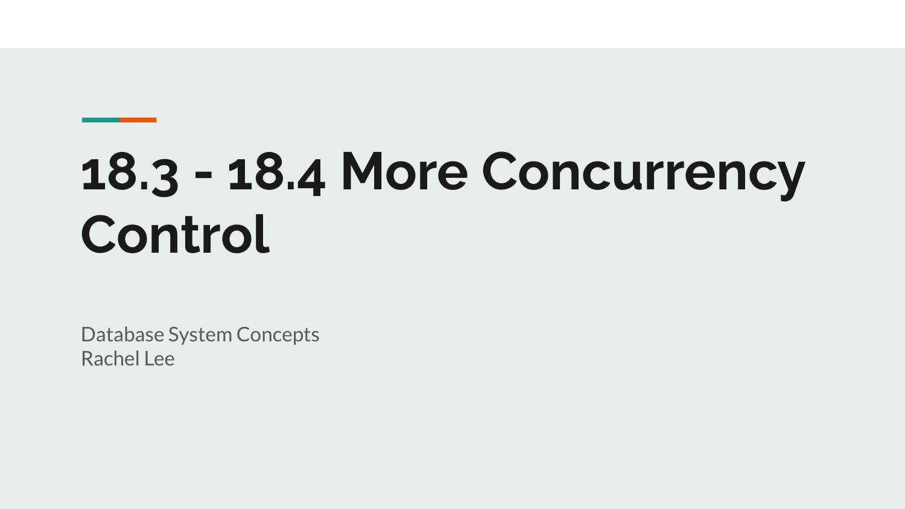# 18.3 - 18.4 More Concurrency Control

Database System Concepts
Rachel Lee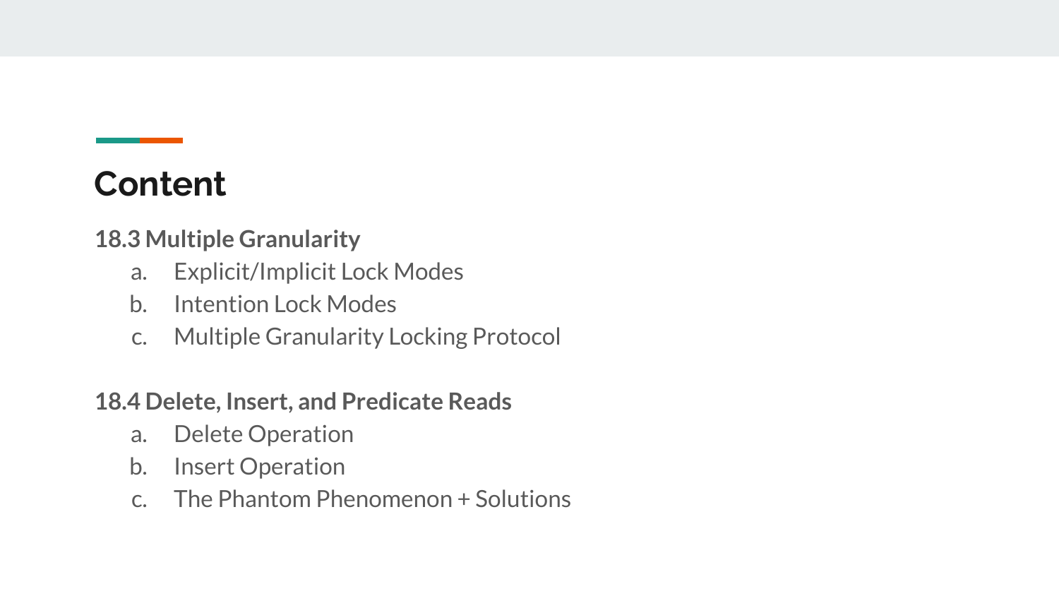# Content

**18.3 Multiple Granularity**

a. Explicit/Implicit Lock Modes
b. Intention Lock Modes
c. Multiple Granularity Locking Protocol

**18.4 Delete, Insert, and Predicate Reads**

a. Delete Operation
b. Insert Operation
c. The Phantom Phenomenon + Solutions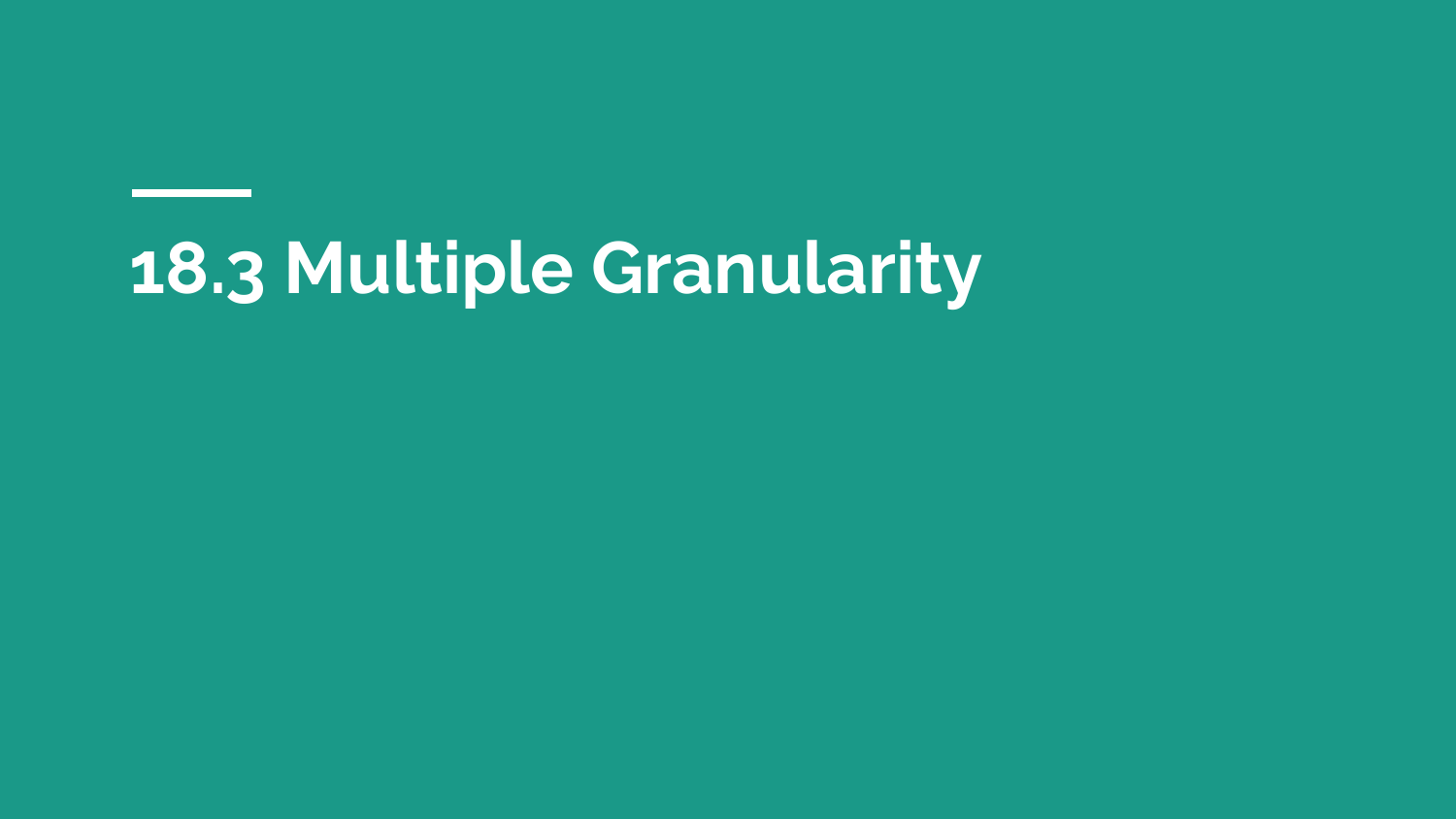# 18.3 Multiple Granularity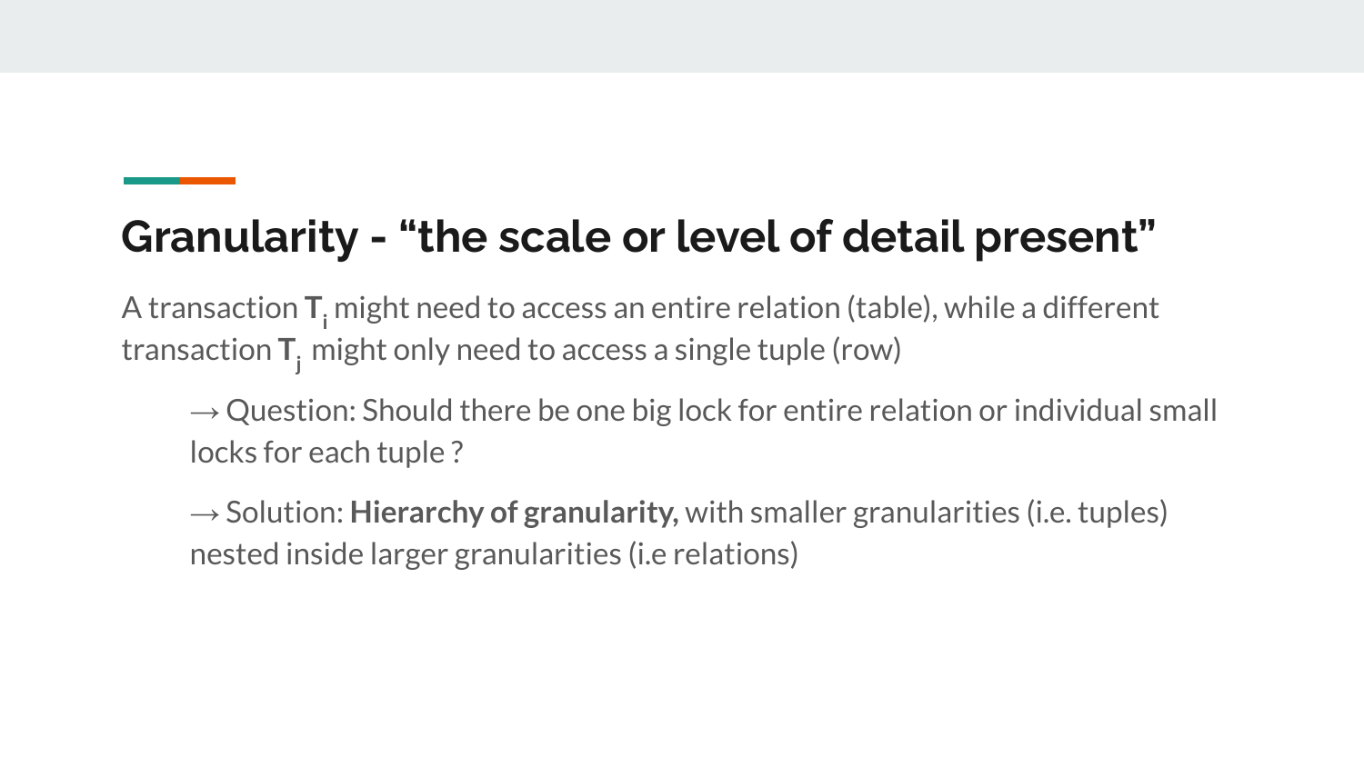## Granularity - “the scale or level of detail present”

A transaction $\mathbf{T_i}$ might need to access an entire relation (table), while a different transaction $\mathbf{T_j}$ might only need to access a single tuple (row)

→ Question: Should there be one big lock for entire relation or individual small locks for each tuple ?

→ Solution: **Hierarchy of granularity,** with smaller granularities (i.e. tuples) nested inside larger granularities (i.e relations)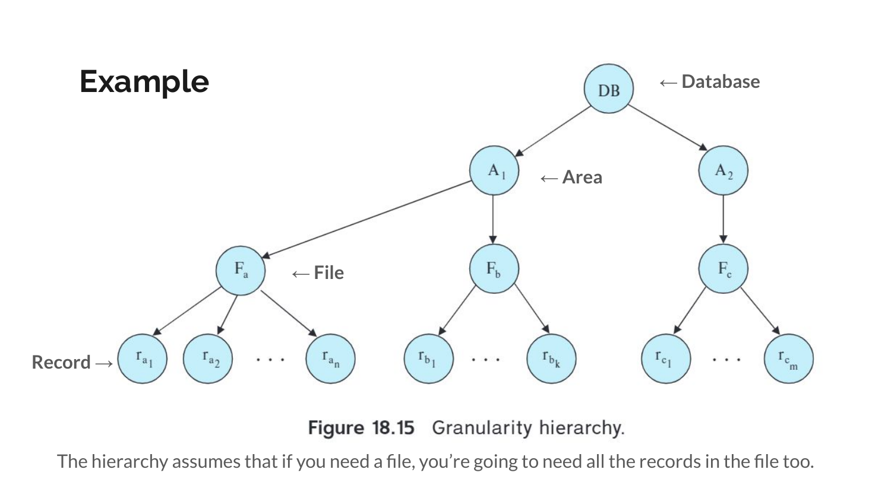# Example

← Database

← Area

← File

Record →

**Figure 18.15** Granularity hierarchy.

The hierarchy assumes that if you need a file, you're going to need all the records in the file too.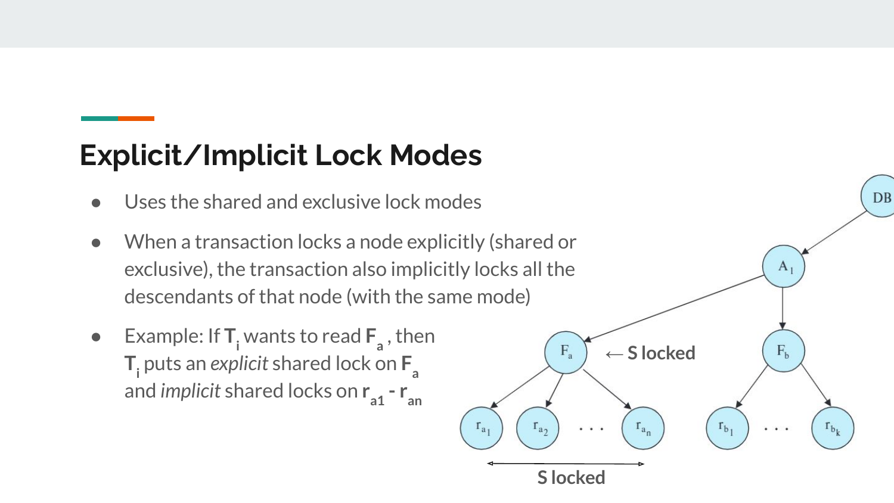# Explicit/Implicit Lock Modes

- Uses the shared and exclusive lock modes
- When a transaction locks a node explicitly (shared or exclusive), the transaction also implicitly locks all the descendants of that node (with the same mode)
- Example: If $T_i$ wants to read $F_a$, then $T_i$ puts an *explicit* shared lock on $F_a$ and *implicit* shared locks on $r_{a1}$ - $r_{an}$

← S locked

S locked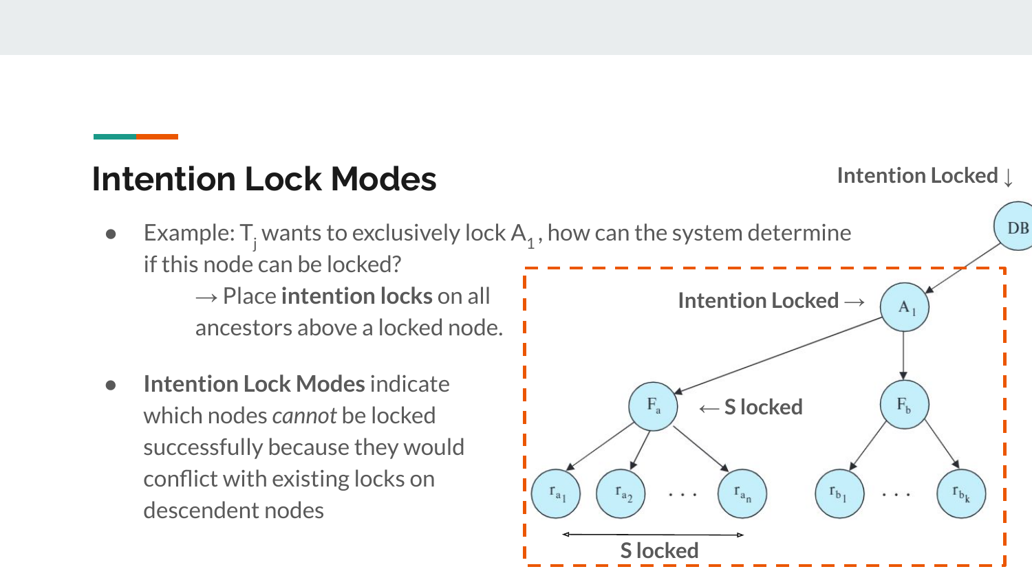## Intention Lock Modes

- Example: $T_j$ wants to exclusively lock $A_1$, how can the system determine if this node can be locked?

  → Place **intention locks** on all ancestors above a locked node.

- **Intention Lock Modes** indicate which nodes *cannot* be locked successfully because they would conflict with existing locks on descendent nodes

Intention Locked ↓

Intention Locked →

← S locked

S locked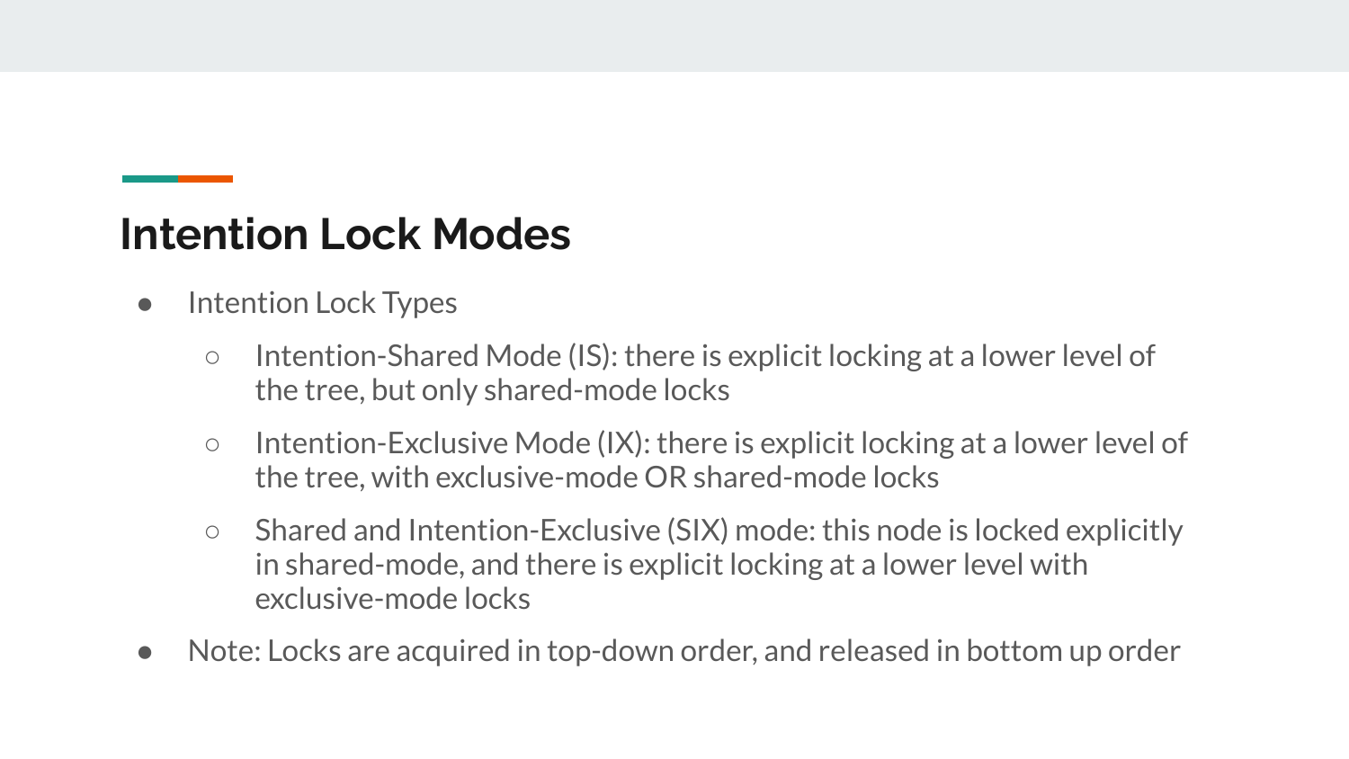## Intention Lock Modes

- Intention Lock Types
  - Intention-Shared Mode (IS): there is explicit locking at a lower level of the tree, but only shared-mode locks
  - Intention-Exclusive Mode (IX): there is explicit locking at a lower level of the tree, with exclusive-mode OR shared-mode locks
  - Shared and Intention-Exclusive (SIX) mode: this node is locked explicitly in shared-mode, and there is explicit locking at a lower level with exclusive-mode locks
- Note: Locks are acquired in top-down order, and released in bottom up order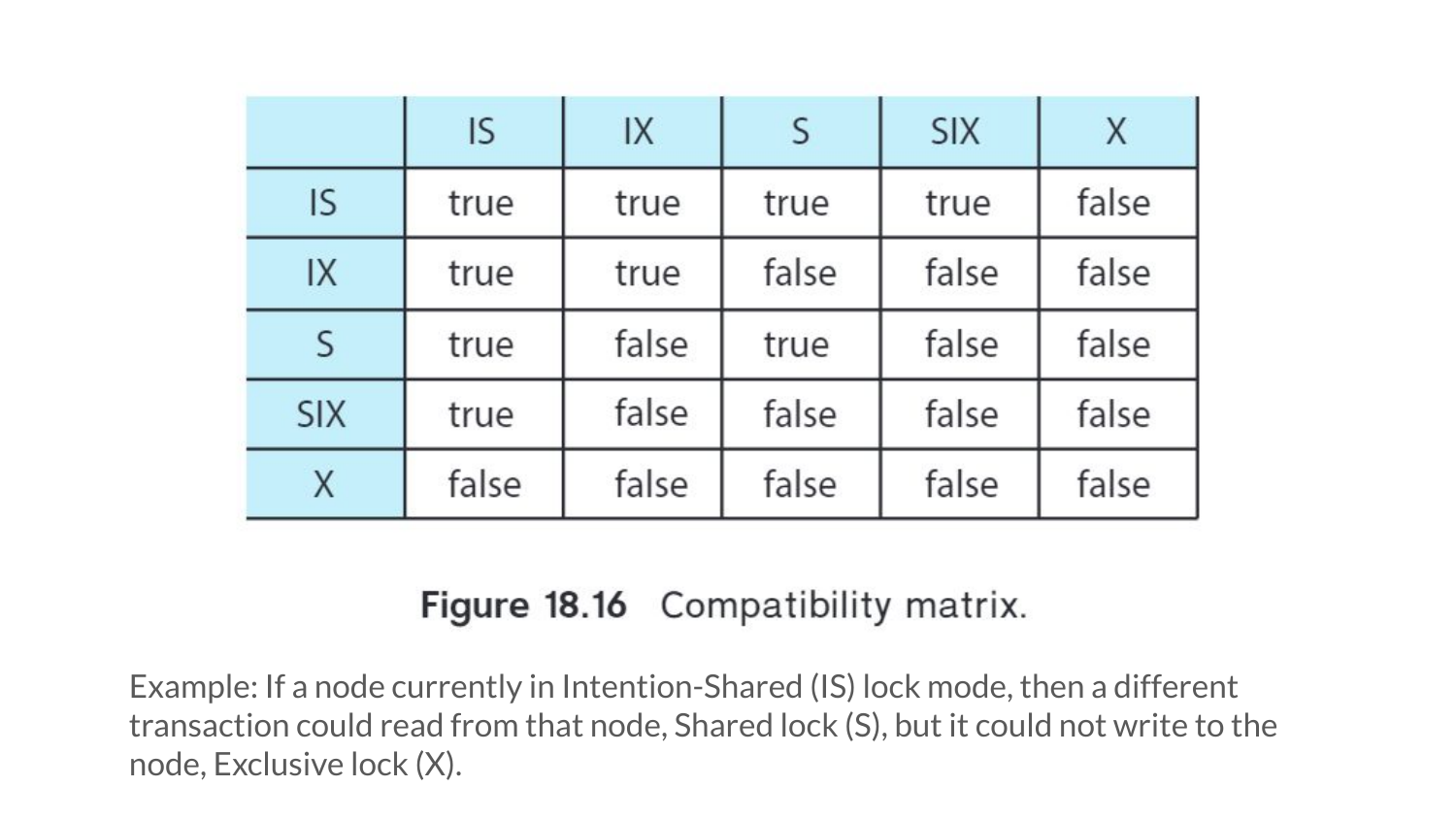|  | IS | IX | S | SIX | X |
|---|---|---|---|---|---|
| IS | true | true | true | true | false |
| IX | true | true | false | false | false |
| S | true | false | true | false | false |
| SIX | true | false | false | false | false |
| X | false | false | false | false | false |

**Figure 18.16** Compatibility matrix.

Example: If a node currently in Intention-Shared (IS) lock mode, then a different transaction could read from that node, Shared lock (S), but it could not write to the node, Exclusive lock (X).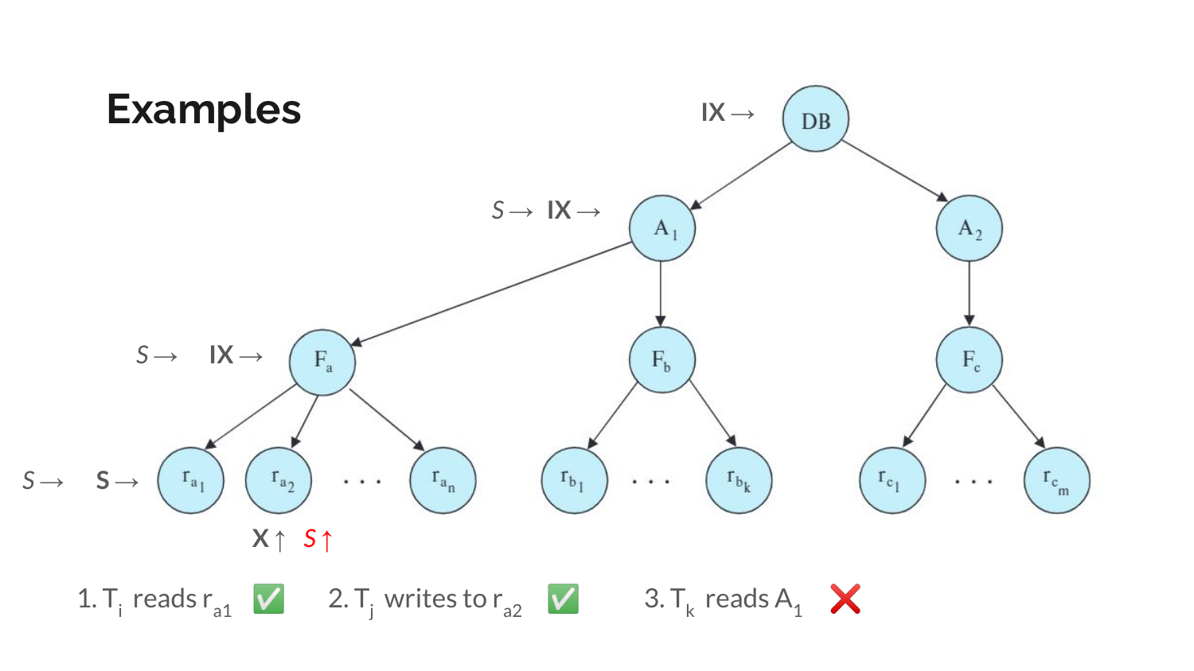# Examples

IX → DB

S → IX → $A_1$

S → IX → $F_a$

S → S → $r_{a_1}$

$r_{a_2}$: X ↑ S ↑

1. $T_i$ reads $r_{a1}$ ✅
2. $T_j$ writes to $r_{a2}$ ✅
3. $T_k$ reads $A_1$ ❌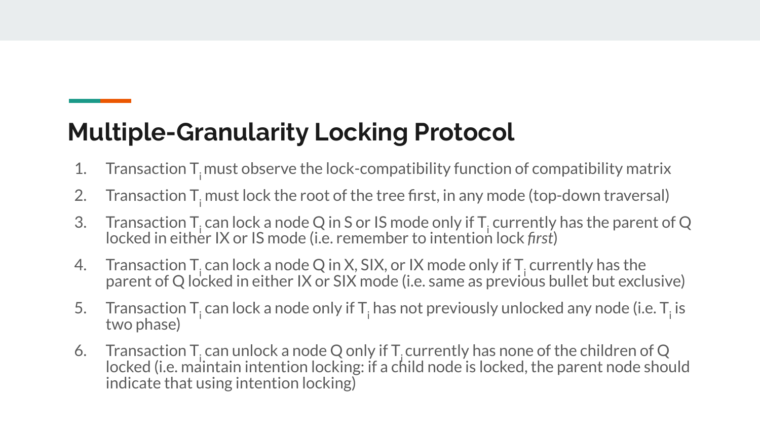# Multiple-Granularity Locking Protocol

1. Transaction $T_i$ must observe the lock-compatibility function of compatibility matrix
2. Transaction $T_i$ must lock the root of the tree first, in any mode (top-down traversal)
3. Transaction $T_i$ can lock a node Q in S or IS mode only if $T_i$ currently has the parent of Q locked in either IX or IS mode (i.e. remember to intention lock *first*)
4. Transaction $T_i$ can lock a node Q in X, SIX, or IX mode only if $T_i$ currently has the parent of Q locked in either IX or SIX mode (i.e. same as previous bullet but exclusive)
5. Transaction $T_i$ can lock a node only if $T_i$ has not previously unlocked any node (i.e. $T_i$ is two phase)
6. Transaction $T_i$ can unlock a node Q only if $T_i$ currently has none of the children of Q locked (i.e. maintain intention locking: if a child node is locked, the parent node should indicate that using intention locking)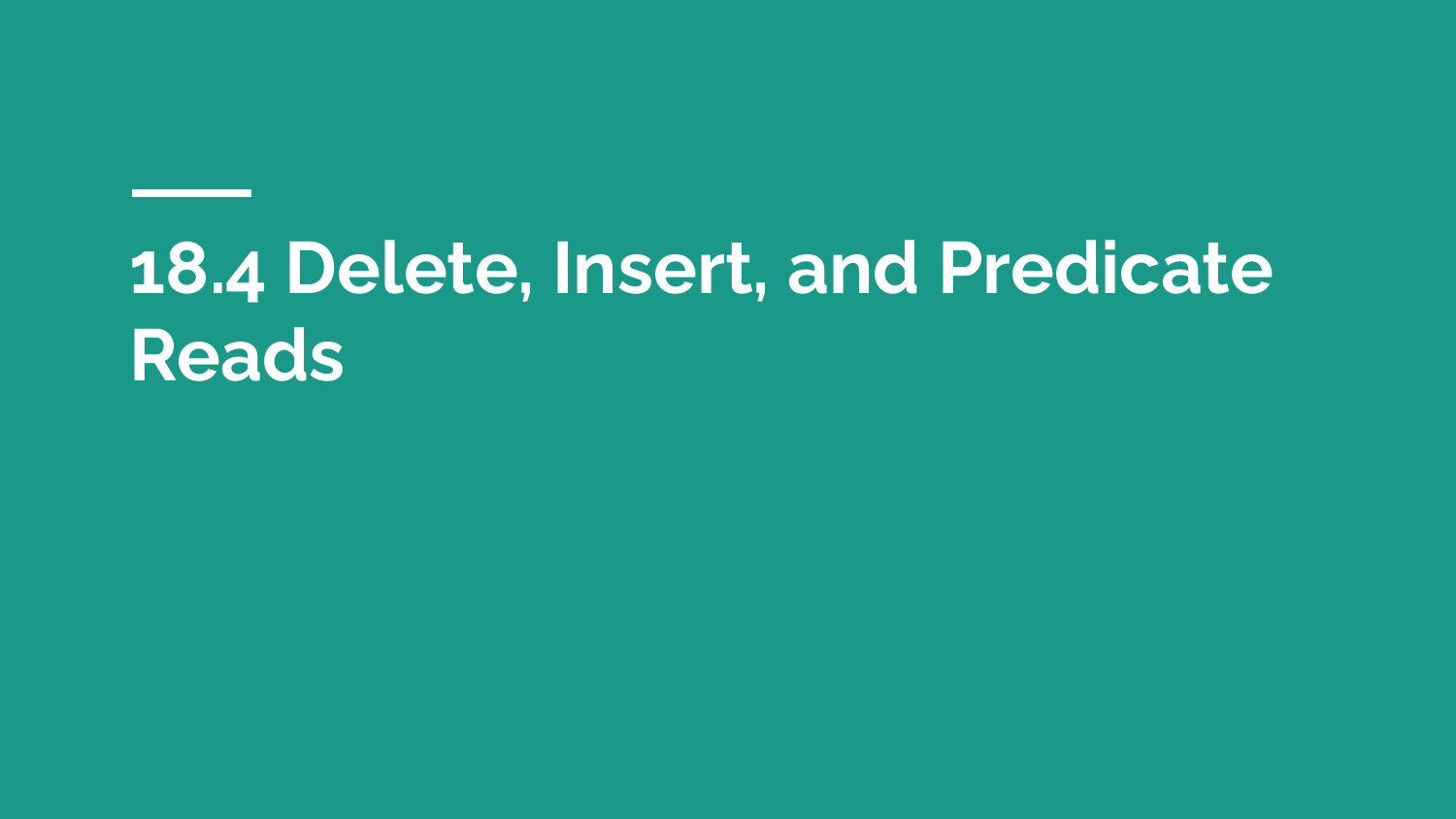# 18.4 Delete, Insert, and Predicate Reads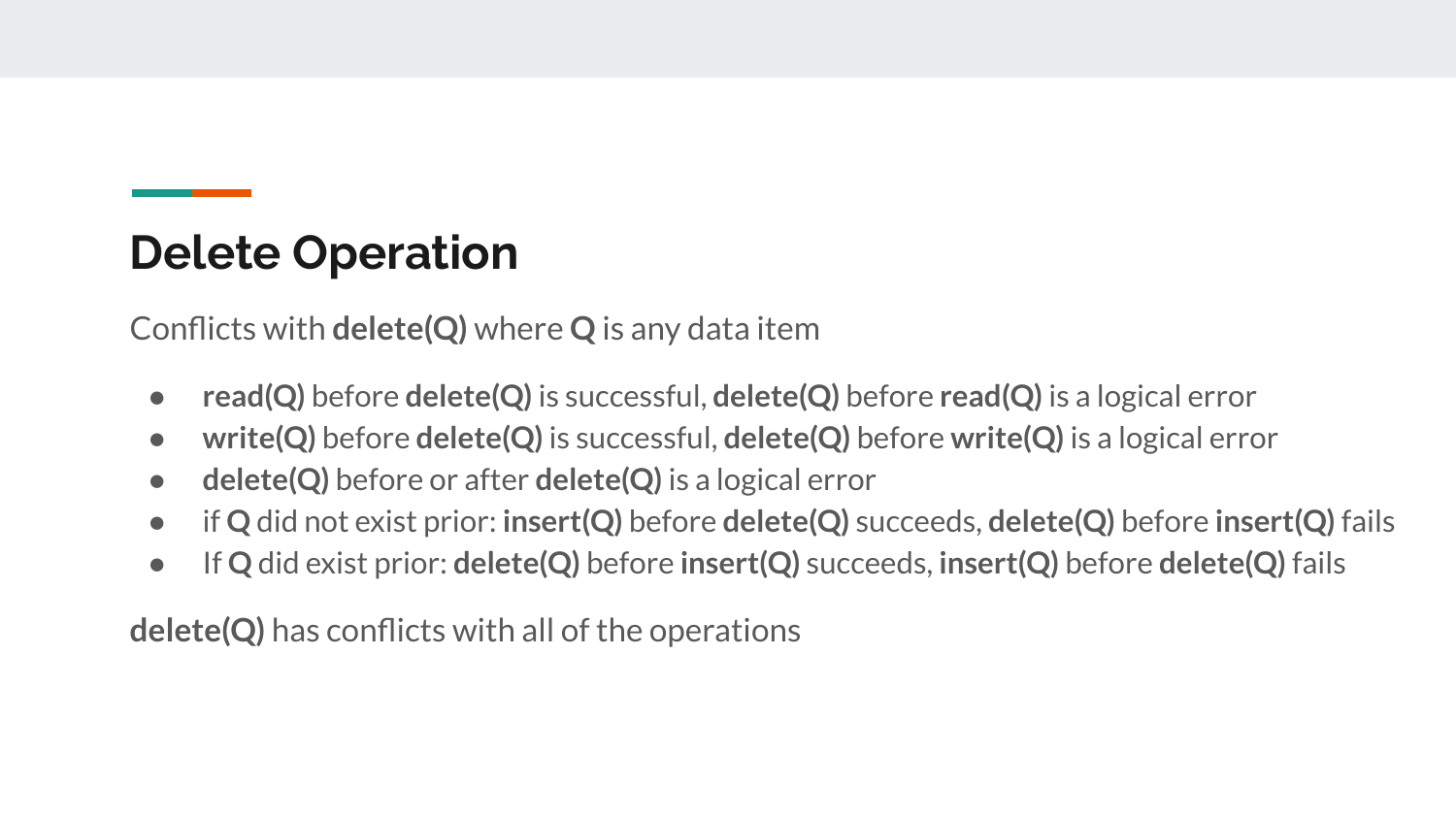## Delete Operation

Conflicts with **delete(Q)** where **Q** is any data item

- **read(Q)** before **delete(Q)** is successful, **delete(Q)** before **read(Q)** is a logical error
- **write(Q)** before **delete(Q)** is successful, **delete(Q)** before **write(Q)** is a logical error
- **delete(Q)** before or after **delete(Q)** is a logical error
- if **Q** did not exist prior: **insert(Q)** before **delete(Q)** succeeds, **delete(Q)** before **insert(Q)** fails
- If **Q** did exist prior: **delete(Q)** before **insert(Q)** succeeds, **insert(Q)** before **delete(Q)** fails

**delete(Q)** has conflicts with all of the operations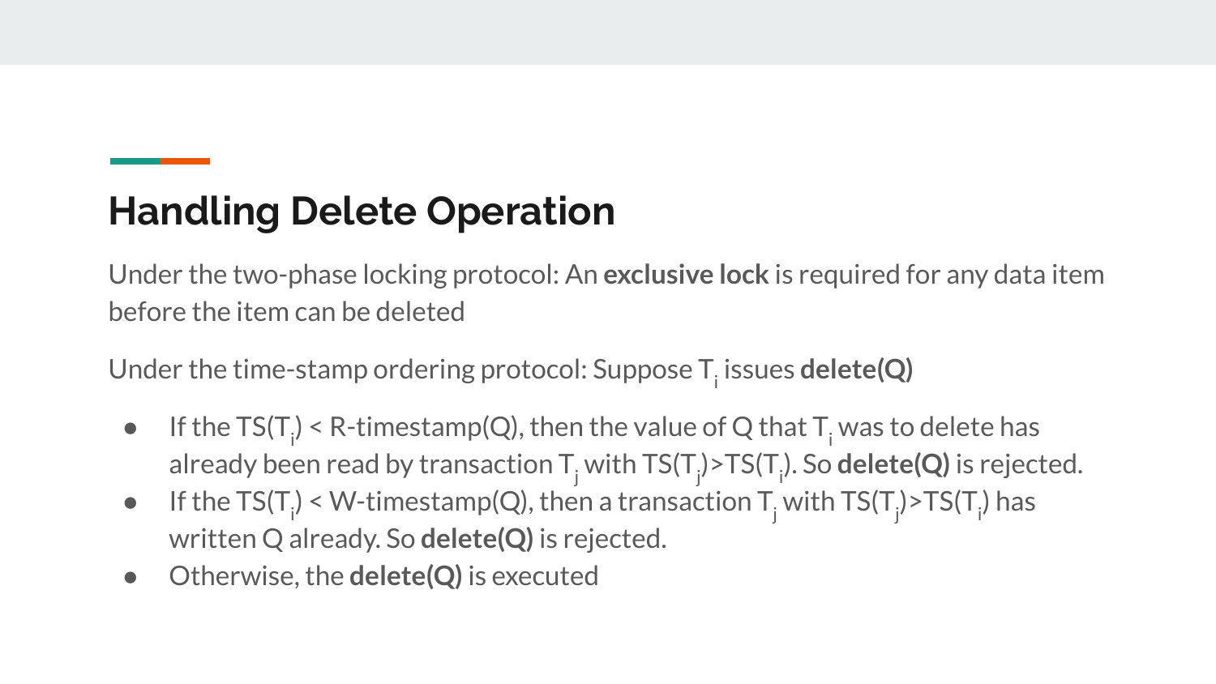## Handling Delete Operation

Under the two-phase locking protocol: An **exclusive lock** is required for any data item before the item can be deleted

Under the time-stamp ordering protocol: Suppose $T_i$ issues **delete(Q)**

- If the $TS(T_i)$ < R-timestamp(Q), then the value of Q that $T_i$ was to delete has already been read by transaction $T_j$ with $TS(T_j)>TS(T_i)$. So **delete(Q)** is rejected.
- If the $TS(T_i)$ < W-timestamp(Q), then a transaction $T_j$ with $TS(T_j)>TS(T_i)$ has written Q already. So **delete(Q)** is rejected.
- Otherwise, the **delete(Q)** is executed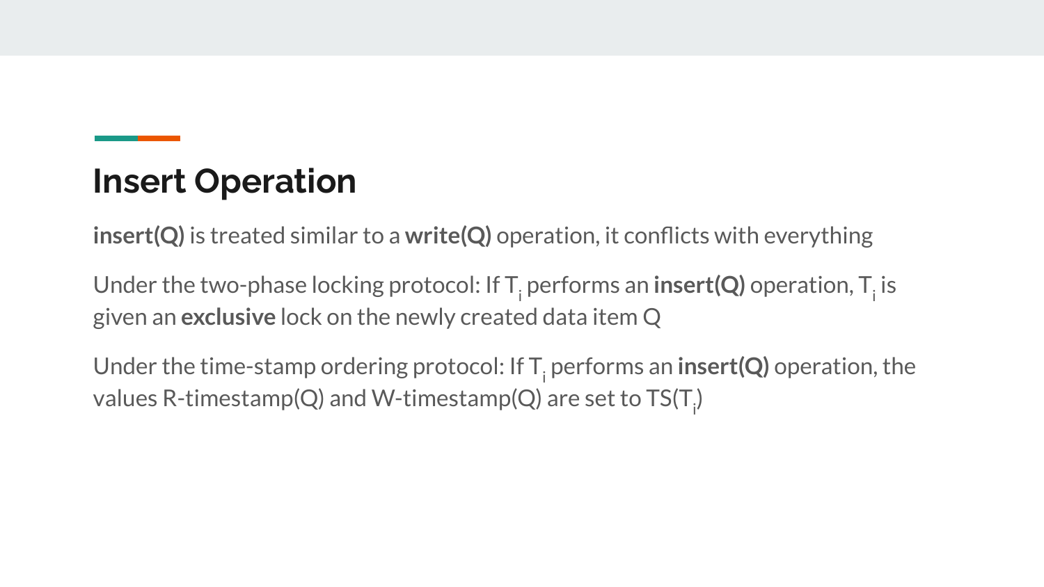# Insert Operation

**insert(Q)** is treated similar to a **write(Q)** operation, it conflicts with everything

Under the two-phase locking protocol: If $T_i$ performs an **insert(Q)** operation, $T_i$ is given an **exclusive** lock on the newly created data item Q

Under the time-stamp ordering protocol: If $T_i$ performs an **insert(Q)** operation, the values R-timestamp(Q) and W-timestamp(Q) are set to TS($T_i$)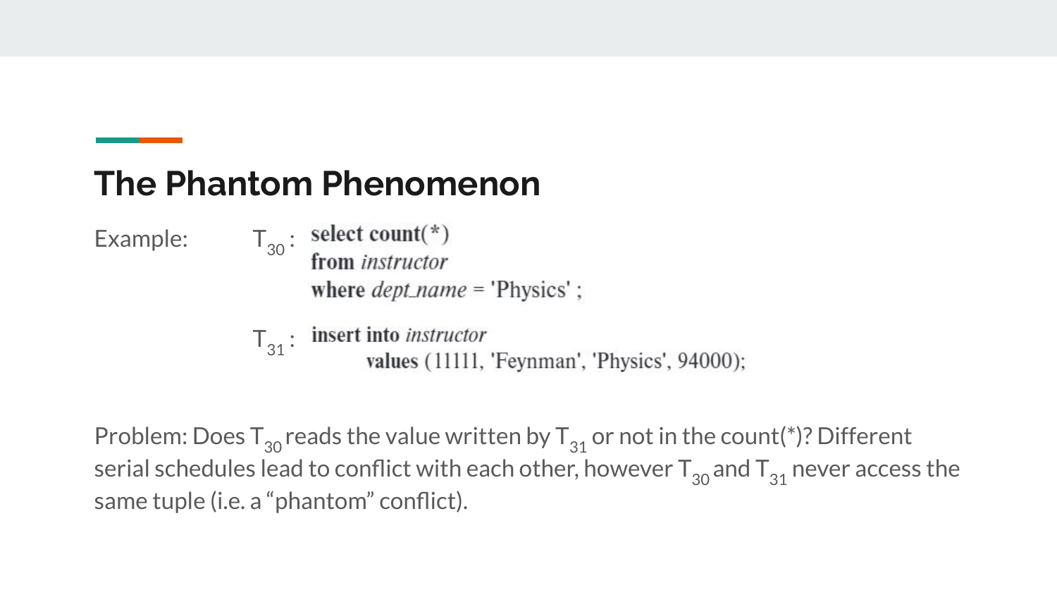## The Phantom Phenomenon

Example:

$T_{30}$:

```
select count(*)
from instructor
where dept_name = 'Physics' ;
```

$T_{31}$:

```
insert into instructor
        values (11111, 'Feynman', 'Physics', 94000);
```

Problem: Does $T_{30}$ reads the value written by $T_{31}$ or not in the count(*)? Different serial schedules lead to conflict with each other, however $T_{30}$ and $T_{31}$ never access the same tuple (i.e. a “phantom” conflict).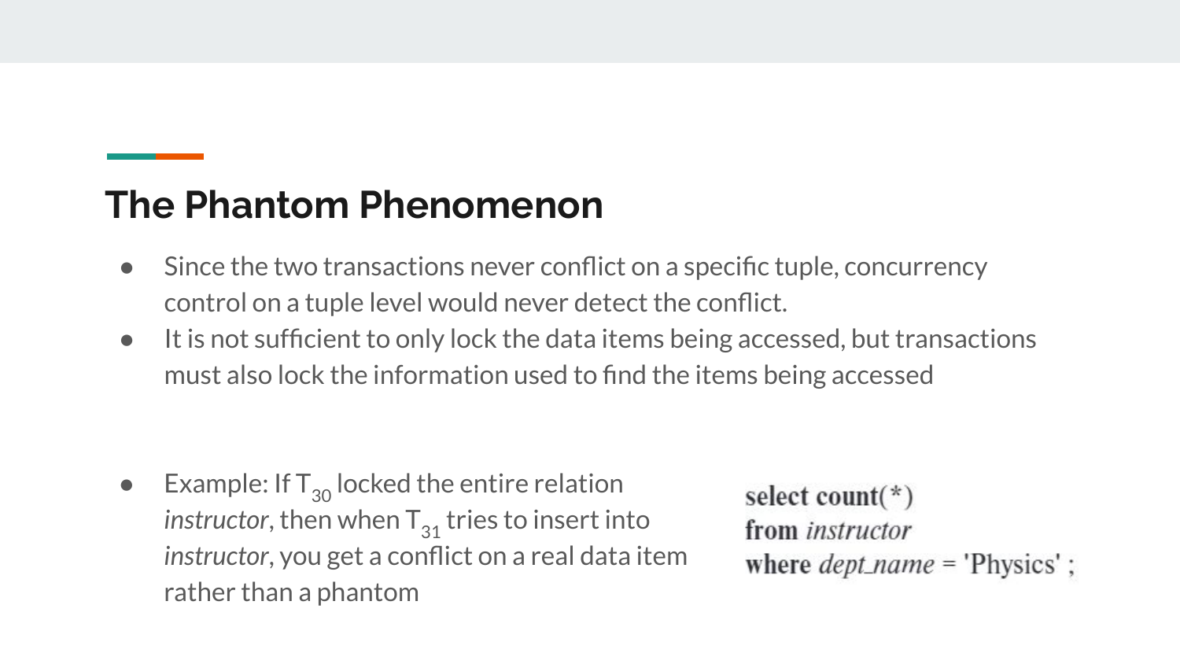## The Phantom Phenomenon

- Since the two transactions never conflict on a specific tuple, concurrency control on a tuple level would never detect the conflict.
- It is not sufficient to only lock the data items being accessed, but transactions must also lock the information used to find the items being accessed

- Example: If $T_{30}$ locked the entire relation *instructor*, then when $T_{31}$ tries to insert into *instructor*, you get a conflict on a real data item rather than a phantom

```
select count(*)
from instructor
where dept_name = 'Physics' ;
```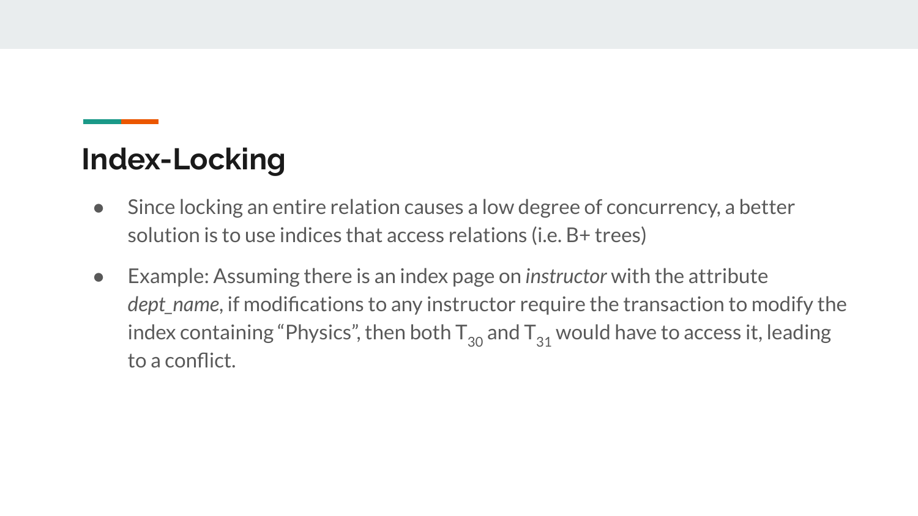## Index-Locking

- Since locking an entire relation causes a low degree of concurrency, a better solution is to use indices that access relations (i.e. B+ trees)
- Example: Assuming there is an index page on *instructor* with the attribute *dept_name*, if modifications to any instructor require the transaction to modify the index containing "Physics", then both $T_{30}$ and $T_{31}$ would have to access it, leading to a conflict.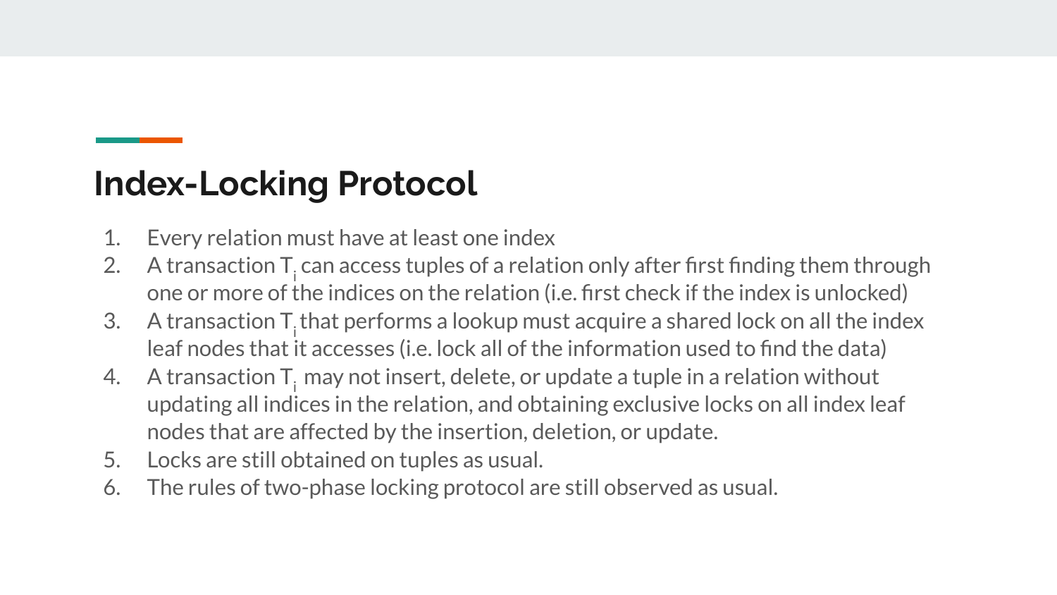## Index-Locking Protocol

1. Every relation must have at least one index
2. A transaction $T_i$ can access tuples of a relation only after first finding them through one or more of the indices on the relation (i.e. first check if the index is unlocked)
3. A transaction $T_i$ that performs a lookup must acquire a shared lock on all the index leaf nodes that it accesses (i.e. lock all of the information used to find the data)
4. A transaction $T_i$ may not insert, delete, or update a tuple in a relation without updating all indices in the relation, and obtaining exclusive locks on all index leaf nodes that are affected by the insertion, deletion, or update.
5. Locks are still obtained on tuples as usual.
6. The rules of two-phase locking protocol are still observed as usual.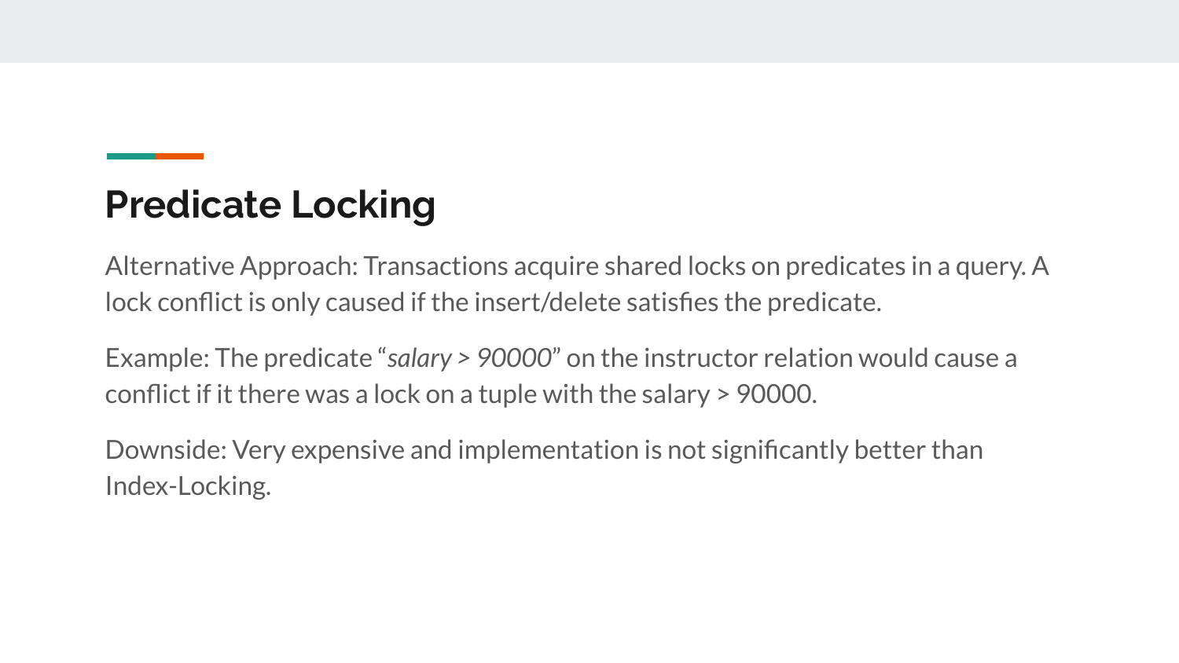## Predicate Locking

Alternative Approach: Transactions acquire shared locks on predicates in a query. A lock conflict is only caused if the insert/delete satisfies the predicate.

Example: The predicate "*salary > 90000*" on the instructor relation would cause a conflict if it there was a lock on a tuple with the salary > 90000.

Downside: Very expensive and implementation is not significantly better than Index-Locking.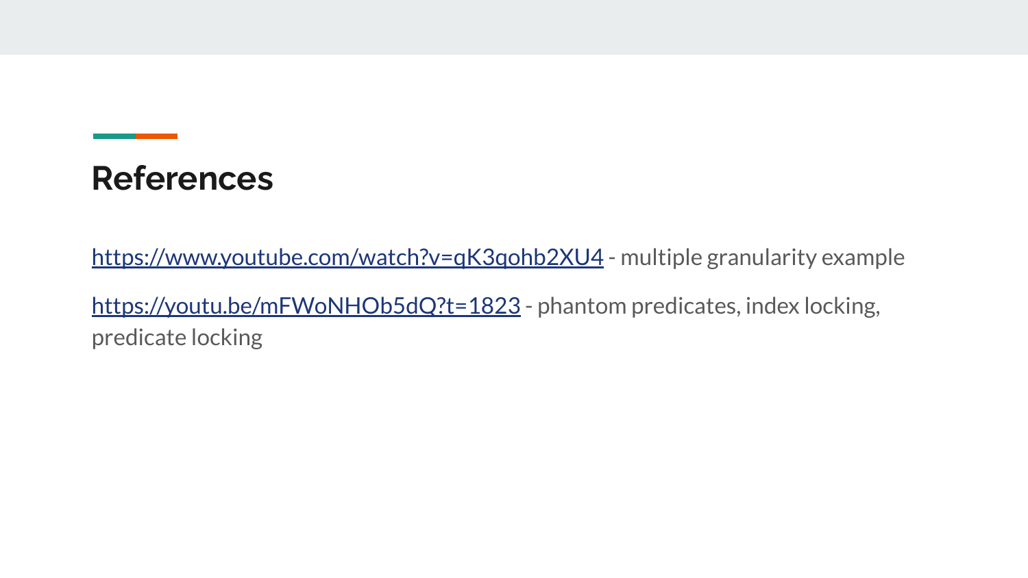## References

[https://www.youtube.com/watch?v=qK3qohb2XU4](https://www.youtube.com/watch?v=qK3qohb2XU4) - multiple granularity example

[https://youtu.be/mFWoNHOb5dQ?t=1823](https://youtu.be/mFWoNHOb5dQ?t=1823) - phantom predicates, index locking, predicate locking